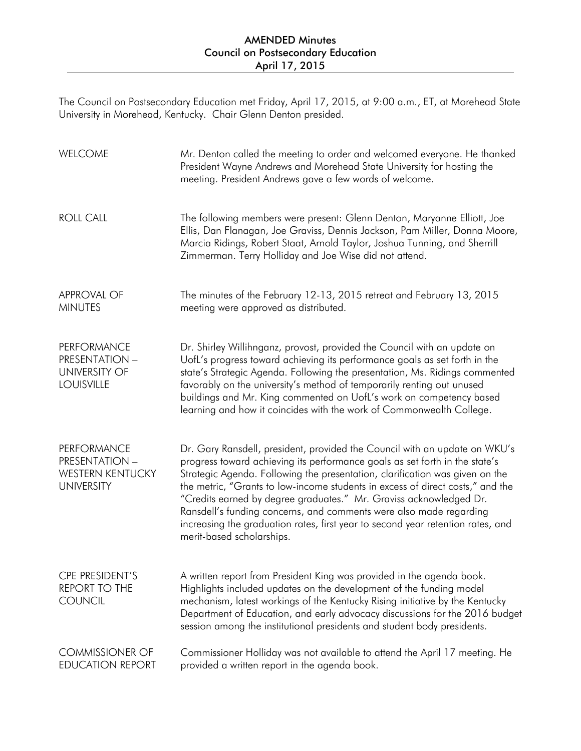# AMENDED Minutes
## Council on Postsecondary Education
## April 17, 2015

The Council on Postsecondary Education met Friday, April 17, 2015, at 9:00 a.m., ET, at Morehead State University in Morehead, Kentucky. Chair Glenn Denton presided.

**WELCOME**

Mr. Denton called the meeting to order and welcomed everyone. He thanked President Wayne Andrews and Morehead State University for hosting the meeting. President Andrews gave a few words of welcome.

**ROLL CALL**

The following members were present: Glenn Denton, Maryanne Elliott, Joe Ellis, Dan Flanagan, Joe Graviss, Dennis Jackson, Pam Miller, Donna Moore, Marcia Ridings, Robert Staat, Arnold Taylor, Joshua Tunning, and Sherrill Zimmerman. Terry Holliday and Joe Wise did not attend.

**APPROVAL OF MINUTES**

The minutes of the February 12-13, 2015 retreat and February 13, 2015 meeting were approved as distributed.

**PERFORMANCE PRESENTATION – UNIVERSITY OF LOUISVILLE**

Dr. Shirley Willihnganz, provost, provided the Council with an update on UofL's progress toward achieving its performance goals as set forth in the state's Strategic Agenda. Following the presentation, Ms. Ridings commented favorably on the university's method of temporarily renting out unused buildings and Mr. King commented on UofL's work on competency based learning and how it coincides with the work of Commonwealth College.

**PERFORMANCE PRESENTATION – WESTERN KENTUCKY UNIVERSITY**

Dr. Gary Ransdell, president, provided the Council with an update on WKU's progress toward achieving its performance goals as set forth in the state's Strategic Agenda. Following the presentation, clarification was given on the the metric, "Grants to low-income students in excess of direct costs," and the "Credits earned by degree graduates." Mr. Graviss acknowledged Dr. Ransdell's funding concerns, and comments were also made regarding increasing the graduation rates, first year to second year retention rates, and merit-based scholarships.

**CPE PRESIDENT'S REPORT TO THE COUNCIL**

A written report from President King was provided in the agenda book. Highlights included updates on the development of the funding model mechanism, latest workings of the Kentucky Rising initiative by the Kentucky Department of Education, and early advocacy discussions for the 2016 budget session among the institutional presidents and student body presidents.

**COMMISSIONER OF EDUCATION REPORT**

Commissioner Holliday was not available to attend the April 17 meeting. He provided a written report in the agenda book.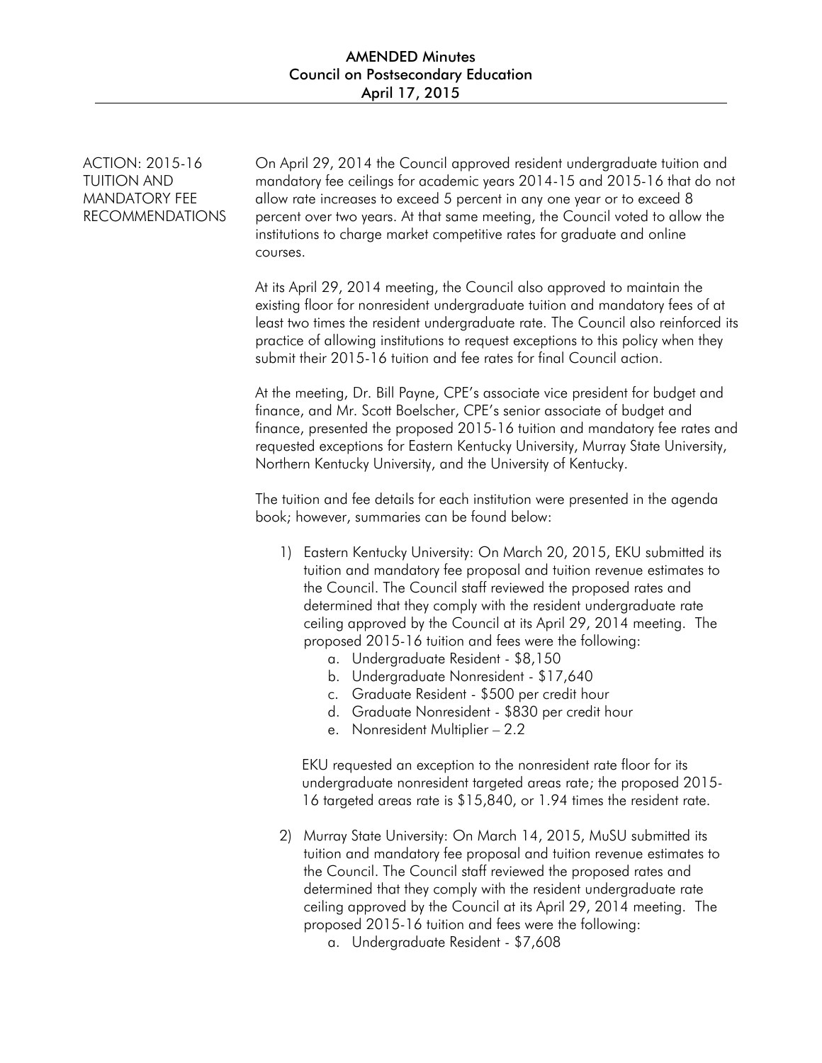## ACTION: 2015-16 TUITION AND MANDATORY FEE RECOMMENDATIONS

On April 29, 2014 the Council approved resident undergraduate tuition and mandatory fee ceilings for academic years 2014-15 and 2015-16 that do not allow rate increases to exceed 5 percent in any one year or to exceed 8 percent over two years. At that same meeting, the Council voted to allow the institutions to charge market competitive rates for graduate and online courses.

At its April 29, 2014 meeting, the Council also approved to maintain the existing floor for nonresident undergraduate tuition and mandatory fees of at least two times the resident undergraduate rate. The Council also reinforced its practice of allowing institutions to request exceptions to this policy when they submit their 2015-16 tuition and fee rates for final Council action.

At the meeting, Dr. Bill Payne, CPE's associate vice president for budget and finance, and Mr. Scott Boelscher, CPE's senior associate of budget and finance, presented the proposed 2015-16 tuition and mandatory fee rates and requested exceptions for Eastern Kentucky University, Murray State University, Northern Kentucky University, and the University of Kentucky.

The tuition and fee details for each institution were presented in the agenda book; however, summaries can be found below:

1) Eastern Kentucky University: On March 20, 2015, EKU submitted its tuition and mandatory fee proposal and tuition revenue estimates to the Council. The Council staff reviewed the proposed rates and determined that they comply with the resident undergraduate rate ceiling approved by the Council at its April 29, 2014 meeting. The proposed 2015-16 tuition and fees were the following:
   a. Undergraduate Resident - $8,150
   b. Undergraduate Nonresident - $17,640
   c. Graduate Resident - $500 per credit hour
   d. Graduate Nonresident - $830 per credit hour
   e. Nonresident Multiplier – 2.2

   EKU requested an exception to the nonresident rate floor for its undergraduate nonresident targeted areas rate; the proposed 2015-16 targeted areas rate is $15,840, or 1.94 times the resident rate.

2) Murray State University: On March 14, 2015, MuSU submitted its tuition and mandatory fee proposal and tuition revenue estimates to the Council. The Council staff reviewed the proposed rates and determined that they comply with the resident undergraduate rate ceiling approved by the Council at its April 29, 2014 meeting. The proposed 2015-16 tuition and fees were the following:
   a. Undergraduate Resident - $7,608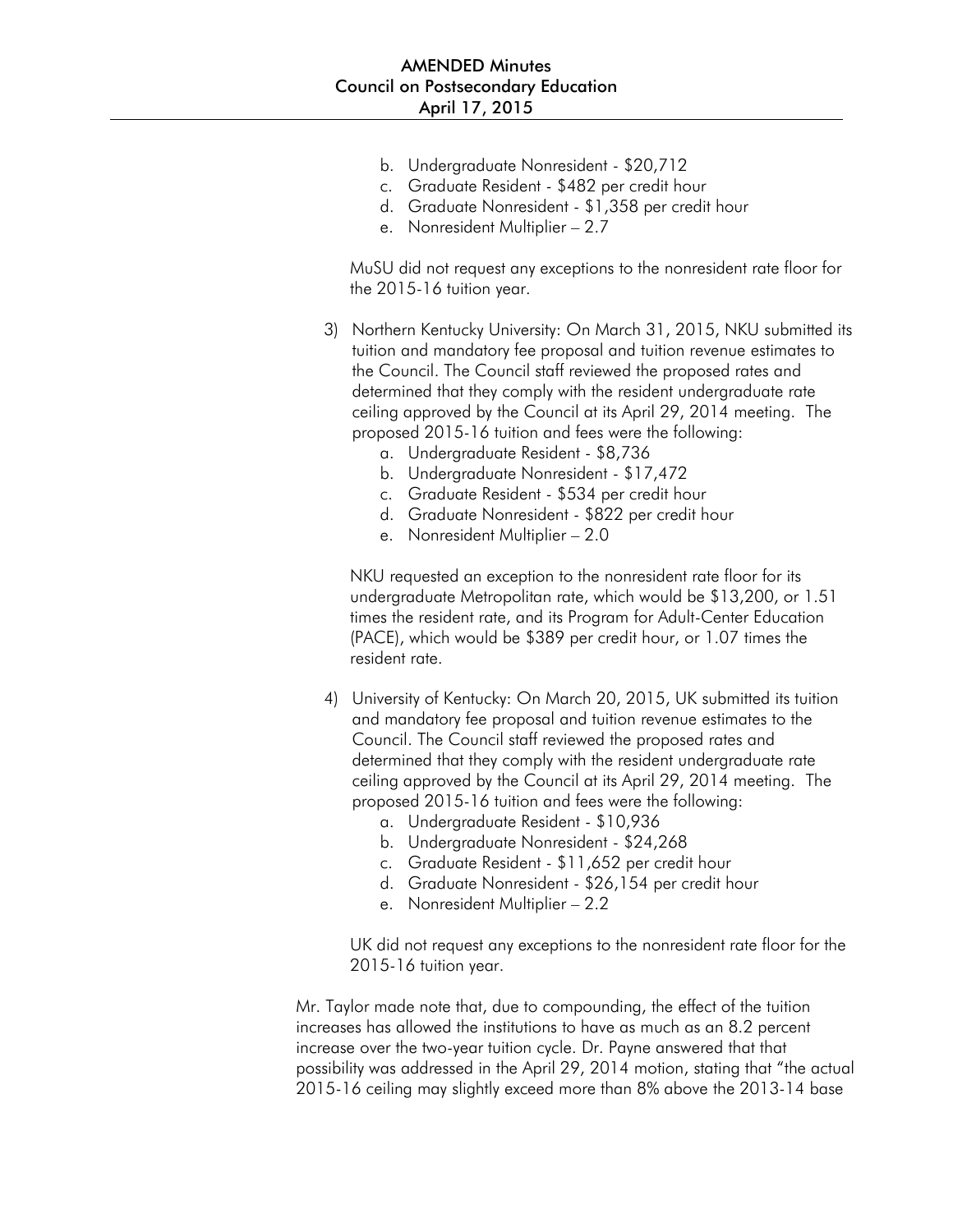b. Undergraduate Nonresident - $20,712
c. Graduate Resident - $482 per credit hour
d. Graduate Nonresident - $1,358 per credit hour
e. Nonresident Multiplier – 2.7

MuSU did not request any exceptions to the nonresident rate floor for the 2015-16 tuition year.

3) Northern Kentucky University: On March 31, 2015, NKU submitted its tuition and mandatory fee proposal and tuition revenue estimates to the Council. The Council staff reviewed the proposed rates and determined that they comply with the resident undergraduate rate ceiling approved by the Council at its April 29, 2014 meeting. The proposed 2015-16 tuition and fees were the following:
   a. Undergraduate Resident - $8,736
   b. Undergraduate Nonresident - $17,472
   c. Graduate Resident - $534 per credit hour
   d. Graduate Nonresident - $822 per credit hour
   e. Nonresident Multiplier – 2.0

   NKU requested an exception to the nonresident rate floor for its undergraduate Metropolitan rate, which would be $13,200, or 1.51 times the resident rate, and its Program for Adult-Center Education (PACE), which would be $389 per credit hour, or 1.07 times the resident rate.

4) University of Kentucky: On March 20, 2015, UK submitted its tuition and mandatory fee proposal and tuition revenue estimates to the Council. The Council staff reviewed the proposed rates and determined that they comply with the resident undergraduate rate ceiling approved by the Council at its April 29, 2014 meeting. The proposed 2015-16 tuition and fees were the following:
   a. Undergraduate Resident - $10,936
   b. Undergraduate Nonresident - $24,268
   c. Graduate Resident - $11,652 per credit hour
   d. Graduate Nonresident - $26,154 per credit hour
   e. Nonresident Multiplier – 2.2

   UK did not request any exceptions to the nonresident rate floor for the 2015-16 tuition year.

Mr. Taylor made note that, due to compounding, the effect of the tuition increases has allowed the institutions to have as much as an 8.2 percent increase over the two-year tuition cycle. Dr. Payne answered that that possibility was addressed in the April 29, 2014 motion, stating that "the actual 2015-16 ceiling may slightly exceed more than 8% above the 2013-14 base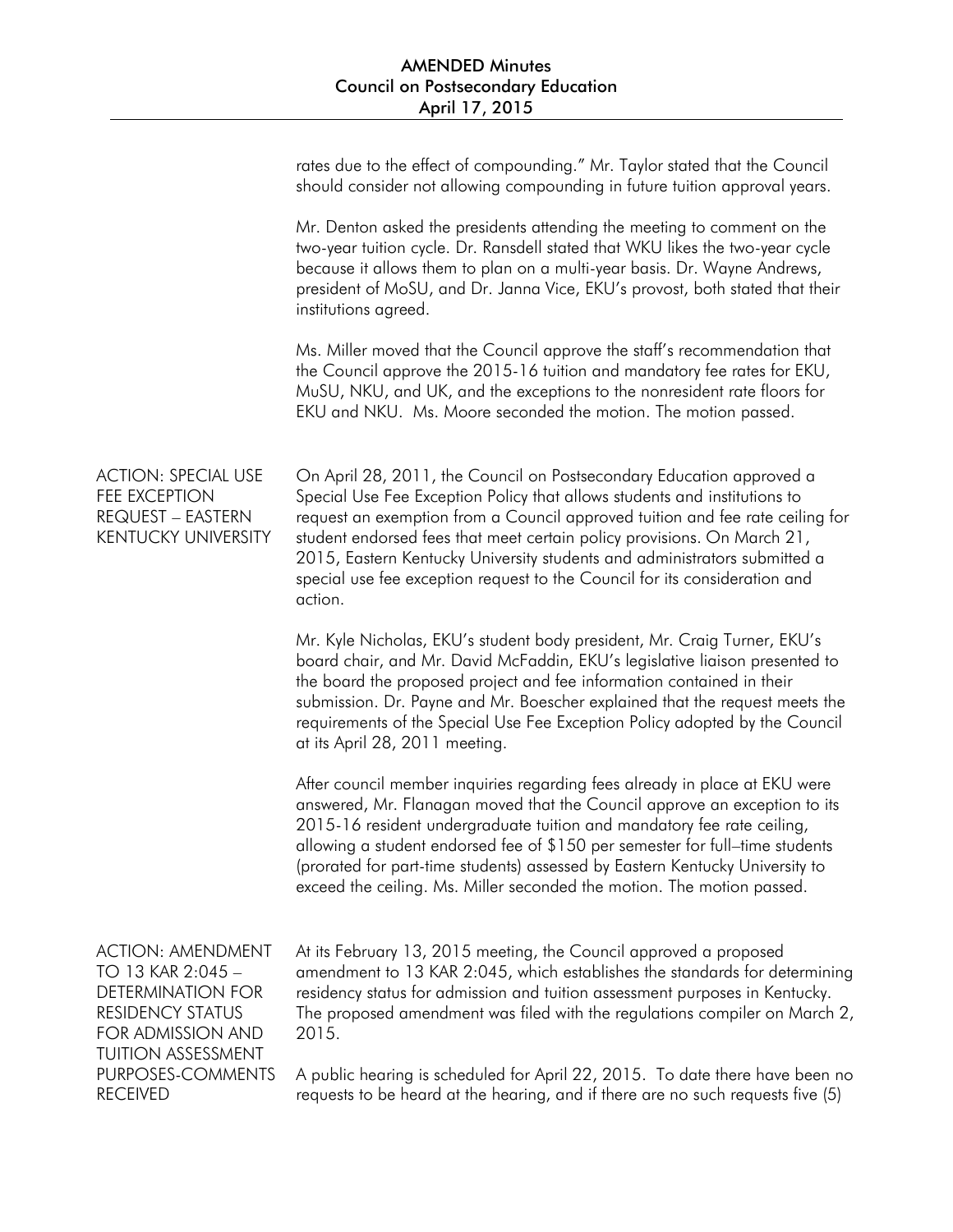rates due to the effect of compounding." Mr. Taylor stated that the Council should consider not allowing compounding in future tuition approval years.

Mr. Denton asked the presidents attending the meeting to comment on the two-year tuition cycle. Dr. Ransdell stated that WKU likes the two-year cycle because it allows them to plan on a multi-year basis. Dr. Wayne Andrews, president of MoSU, and Dr. Janna Vice, EKU's provost, both stated that their institutions agreed.

Ms. Miller moved that the Council approve the staff's recommendation that the Council approve the 2015-16 tuition and mandatory fee rates for EKU, MuSU, NKU, and UK, and the exceptions to the nonresident rate floors for EKU and NKU. Ms. Moore seconded the motion. The motion passed.

## ACTION: SPECIAL USE FEE EXCEPTION REQUEST – EASTERN KENTUCKY UNIVERSITY

On April 28, 2011, the Council on Postsecondary Education approved a Special Use Fee Exception Policy that allows students and institutions to request an exemption from a Council approved tuition and fee rate ceiling for student endorsed fees that meet certain policy provisions. On March 21, 2015, Eastern Kentucky University students and administrators submitted a special use fee exception request to the Council for its consideration and action.

Mr. Kyle Nicholas, EKU's student body president, Mr. Craig Turner, EKU's board chair, and Mr. David McFaddin, EKU's legislative liaison presented to the board the proposed project and fee information contained in their submission. Dr. Payne and Mr. Boescher explained that the request meets the requirements of the Special Use Fee Exception Policy adopted by the Council at its April 28, 2011 meeting.

After council member inquiries regarding fees already in place at EKU were answered, Mr. Flanagan moved that the Council approve an exception to its 2015-16 resident undergraduate tuition and mandatory fee rate ceiling, allowing a student endorsed fee of $150 per semester for full–time students (prorated for part-time students) assessed by Eastern Kentucky University to exceed the ceiling. Ms. Miller seconded the motion. The motion passed.

## ACTION: AMENDMENT TO 13 KAR 2:045 – DETERMINATION FOR RESIDENCY STATUS FOR ADMISSION AND TUITION ASSESSMENT PURPOSES-COMMENTS RECEIVED

At its February 13, 2015 meeting, the Council approved a proposed amendment to 13 KAR 2:045, which establishes the standards for determining residency status for admission and tuition assessment purposes in Kentucky. The proposed amendment was filed with the regulations compiler on March 2, 2015.

A public hearing is scheduled for April 22, 2015. To date there have been no requests to be heard at the hearing, and if there are no such requests five (5)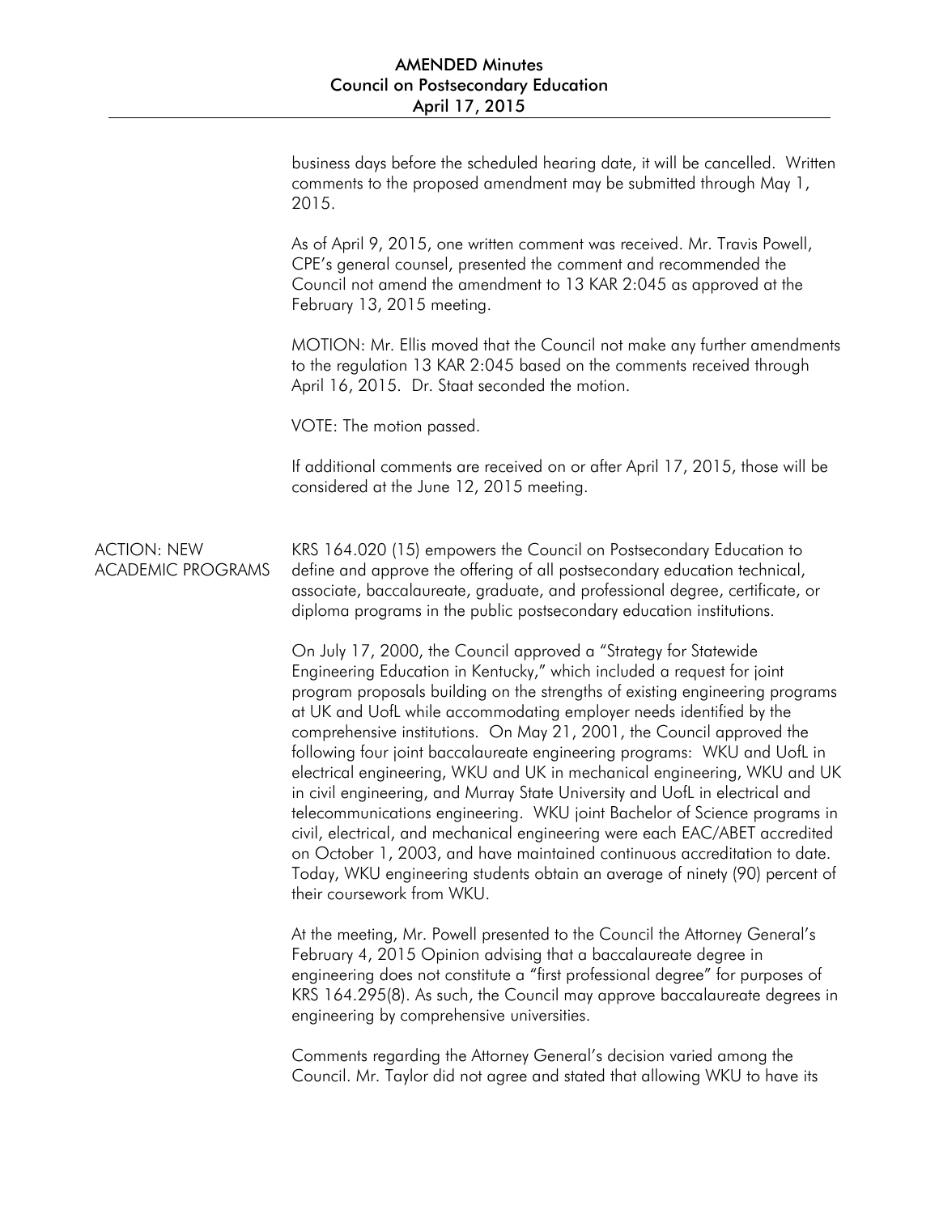business days before the scheduled hearing date, it will be cancelled. Written comments to the proposed amendment may be submitted through May 1, 2015.

As of April 9, 2015, one written comment was received. Mr. Travis Powell, CPE's general counsel, presented the comment and recommended the Council not amend the amendment to 13 KAR 2:045 as approved at the February 13, 2015 meeting.

MOTION: Mr. Ellis moved that the Council not make any further amendments to the regulation 13 KAR 2:045 based on the comments received through April 16, 2015. Dr. Staat seconded the motion.

VOTE: The motion passed.

If additional comments are received on or after April 17, 2015, those will be considered at the June 12, 2015 meeting.

## ACTION: NEW ACADEMIC PROGRAMS

KRS 164.020 (15) empowers the Council on Postsecondary Education to define and approve the offering of all postsecondary education technical, associate, baccalaureate, graduate, and professional degree, certificate, or diploma programs in the public postsecondary education institutions.

On July 17, 2000, the Council approved a "Strategy for Statewide Engineering Education in Kentucky," which included a request for joint program proposals building on the strengths of existing engineering programs at UK and UofL while accommodating employer needs identified by the comprehensive institutions. On May 21, 2001, the Council approved the following four joint baccalaureate engineering programs: WKU and UofL in electrical engineering, WKU and UK in mechanical engineering, WKU and UK in civil engineering, and Murray State University and UofL in electrical and telecommunications engineering. WKU joint Bachelor of Science programs in civil, electrical, and mechanical engineering were each EAC/ABET accredited on October 1, 2003, and have maintained continuous accreditation to date. Today, WKU engineering students obtain an average of ninety (90) percent of their coursework from WKU.

At the meeting, Mr. Powell presented to the Council the Attorney General's February 4, 2015 Opinion advising that a baccalaureate degree in engineering does not constitute a "first professional degree" for purposes of KRS 164.295(8). As such, the Council may approve baccalaureate degrees in engineering by comprehensive universities.

Comments regarding the Attorney General's decision varied among the Council. Mr. Taylor did not agree and stated that allowing WKU to have its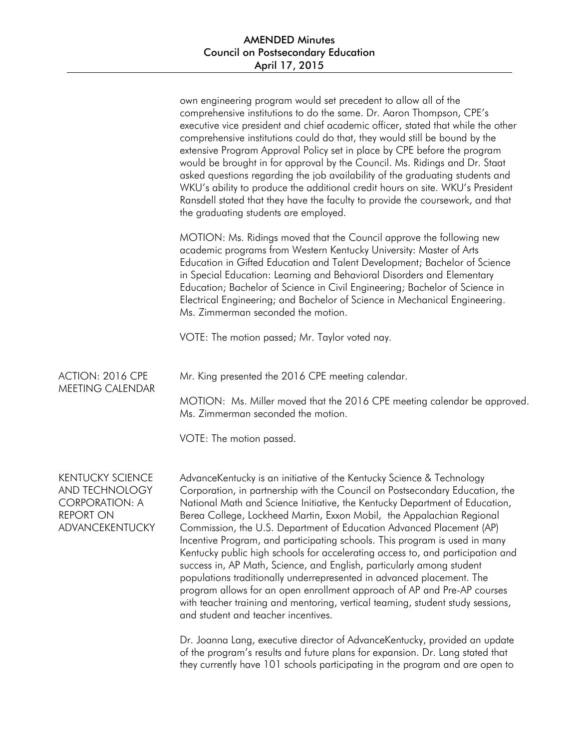own engineering program would set precedent to allow all of the comprehensive institutions to do the same. Dr. Aaron Thompson, CPE's executive vice president and chief academic officer, stated that while the other comprehensive institutions could do that, they would still be bound by the extensive Program Approval Policy set in place by CPE before the program would be brought in for approval by the Council. Ms. Ridings and Dr. Staat asked questions regarding the job availability of the graduating students and WKU's ability to produce the additional credit hours on site. WKU's President Ransdell stated that they have the faculty to provide the coursework, and that the graduating students are employed.

MOTION: Ms. Ridings moved that the Council approve the following new academic programs from Western Kentucky University: Master of Arts Education in Gifted Education and Talent Development; Bachelor of Science in Special Education: Learning and Behavioral Disorders and Elementary Education; Bachelor of Science in Civil Engineering; Bachelor of Science in Electrical Engineering; and Bachelor of Science in Mechanical Engineering. Ms. Zimmerman seconded the motion.

VOTE: The motion passed; Mr. Taylor voted nay.

## ACTION: 2016 CPE MEETING CALENDAR

Mr. King presented the 2016 CPE meeting calendar.

MOTION: Ms. Miller moved that the 2016 CPE meeting calendar be approved. Ms. Zimmerman seconded the motion.

VOTE: The motion passed.

## KENTUCKY SCIENCE AND TECHNOLOGY CORPORATION: A REPORT ON ADVANCEKENTUCKY

AdvanceKentucky is an initiative of the Kentucky Science & Technology Corporation, in partnership with the Council on Postsecondary Education, the National Math and Science Initiative, the Kentucky Department of Education, Berea College, Lockheed Martin, Exxon Mobil, the Appalachian Regional Commission, the U.S. Department of Education Advanced Placement (AP) Incentive Program, and participating schools. This program is used in many Kentucky public high schools for accelerating access to, and participation and success in, AP Math, Science, and English, particularly among student populations traditionally underrepresented in advanced placement. The program allows for an open enrollment approach of AP and Pre-AP courses with teacher training and mentoring, vertical teaming, student study sessions, and student and teacher incentives.

Dr. Joanna Lang, executive director of AdvanceKentucky, provided an update of the program's results and future plans for expansion. Dr. Lang stated that they currently have 101 schools participating in the program and are open to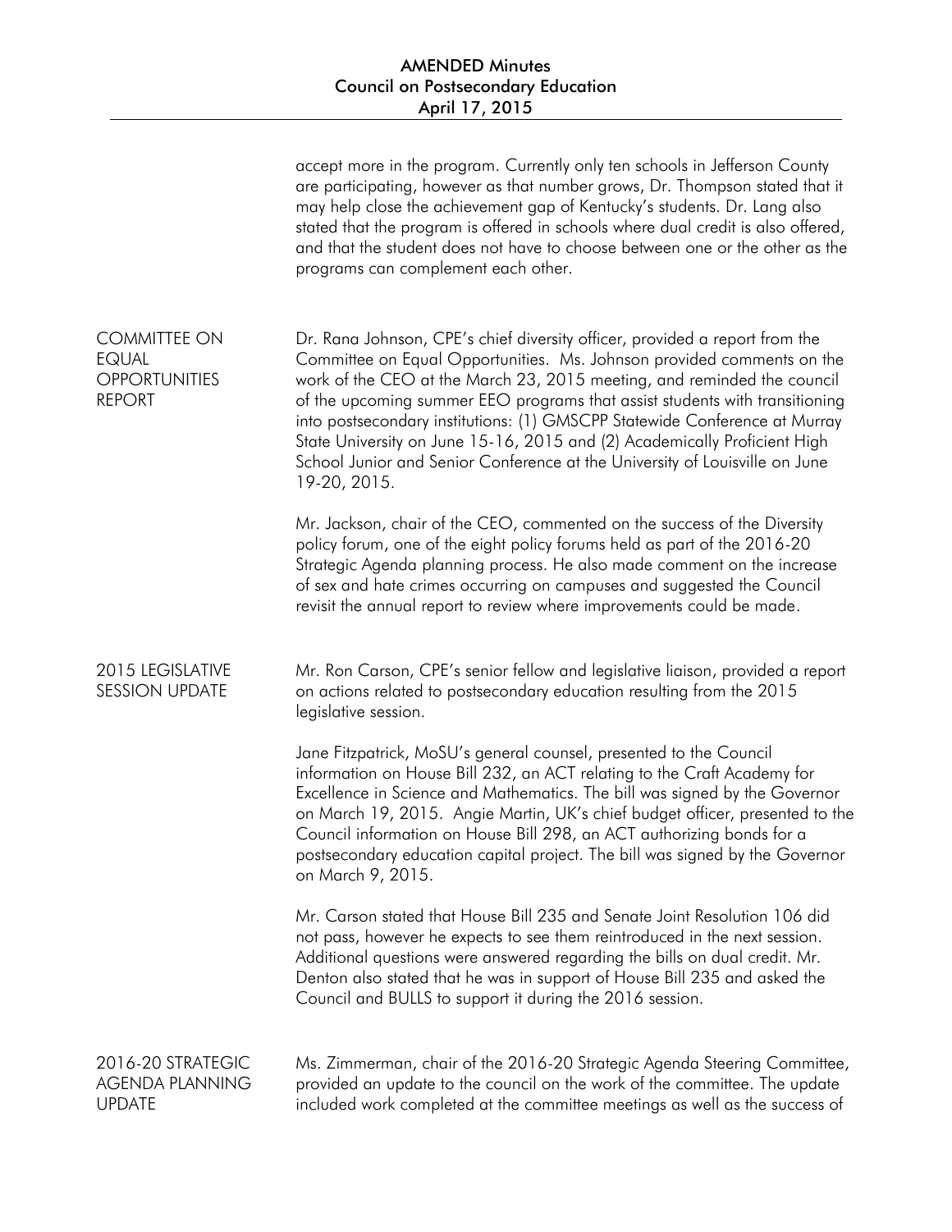accept more in the program. Currently only ten schools in Jefferson County are participating, however as that number grows, Dr. Thompson stated that it may help close the achievement gap of Kentucky's students. Dr. Lang also stated that the program is offered in schools where dual credit is also offered, and that the student does not have to choose between one or the other as the programs can complement each other.

## COMMITTEE ON EQUAL OPPORTUNITIES REPORT

Dr. Rana Johnson, CPE's chief diversity officer, provided a report from the Committee on Equal Opportunities. Ms. Johnson provided comments on the work of the CEO at the March 23, 2015 meeting, and reminded the council of the upcoming summer EEO programs that assist students with transitioning into postsecondary institutions: (1) GMSCPP Statewide Conference at Murray State University on June 15-16, 2015 and (2) Academically Proficient High School Junior and Senior Conference at the University of Louisville on June 19-20, 2015.

Mr. Jackson, chair of the CEO, commented on the success of the Diversity policy forum, one of the eight policy forums held as part of the 2016-20 Strategic Agenda planning process. He also made comment on the increase of sex and hate crimes occurring on campuses and suggested the Council revisit the annual report to review where improvements could be made.

## 2015 LEGISLATIVE SESSION UPDATE

Mr. Ron Carson, CPE's senior fellow and legislative liaison, provided a report on actions related to postsecondary education resulting from the 2015 legislative session.

Jane Fitzpatrick, MoSU's general counsel, presented to the Council information on House Bill 232, an ACT relating to the Craft Academy for Excellence in Science and Mathematics. The bill was signed by the Governor on March 19, 2015. Angie Martin, UK's chief budget officer, presented to the Council information on House Bill 298, an ACT authorizing bonds for a postsecondary education capital project. The bill was signed by the Governor on March 9, 2015.

Mr. Carson stated that House Bill 235 and Senate Joint Resolution 106 did not pass, however he expects to see them reintroduced in the next session. Additional questions were answered regarding the bills on dual credit. Mr. Denton also stated that he was in support of House Bill 235 and asked the Council and BULLS to support it during the 2016 session.

## 2016-20 STRATEGIC AGENDA PLANNING UPDATE

Ms. Zimmerman, chair of the 2016-20 Strategic Agenda Steering Committee, provided an update to the council on the work of the committee. The update included work completed at the committee meetings as well as the success of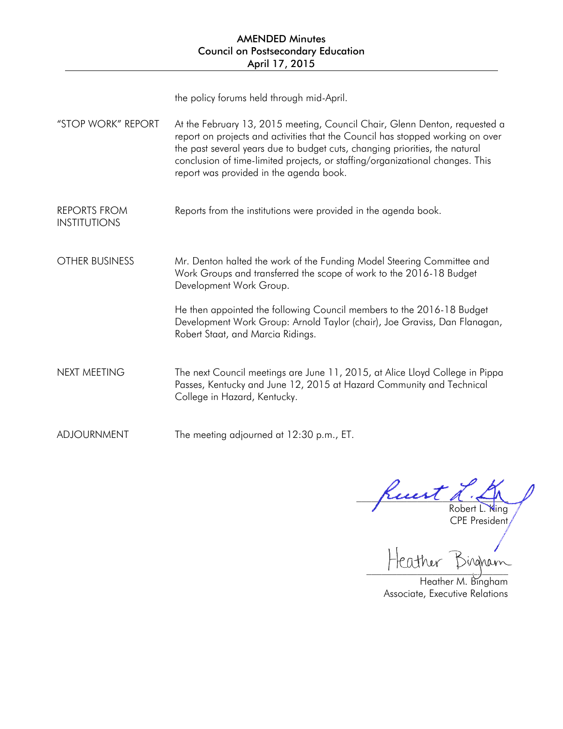the policy forums held through mid-April.

**"STOP WORK" REPORT**

At the February 13, 2015 meeting, Council Chair, Glenn Denton, requested a report on projects and activities that the Council has stopped working on over the past several years due to budget cuts, changing priorities, the natural conclusion of time-limited projects, or staffing/organizational changes. This report was provided in the agenda book.

**REPORTS FROM INSTITUTIONS**

Reports from the institutions were provided in the agenda book.

**OTHER BUSINESS**

Mr. Denton halted the work of the Funding Model Steering Committee and Work Groups and transferred the scope of work to the 2016-18 Budget Development Work Group.

He then appointed the following Council members to the 2016-18 Budget Development Work Group: Arnold Taylor (chair), Joe Graviss, Dan Flanagan, Robert Staat, and Marcia Ridings.

**NEXT MEETING**

The next Council meetings are June 11, 2015, at Alice Lloyd College in Pippa Passes, Kentucky and June 12, 2015 at Hazard Community and Technical College in Hazard, Kentucky.

**ADJOURNMENT**

The meeting adjourned at 12:30 p.m., ET.

Robert L. King
CPE President

Heather M. Bingham
Associate, Executive Relations